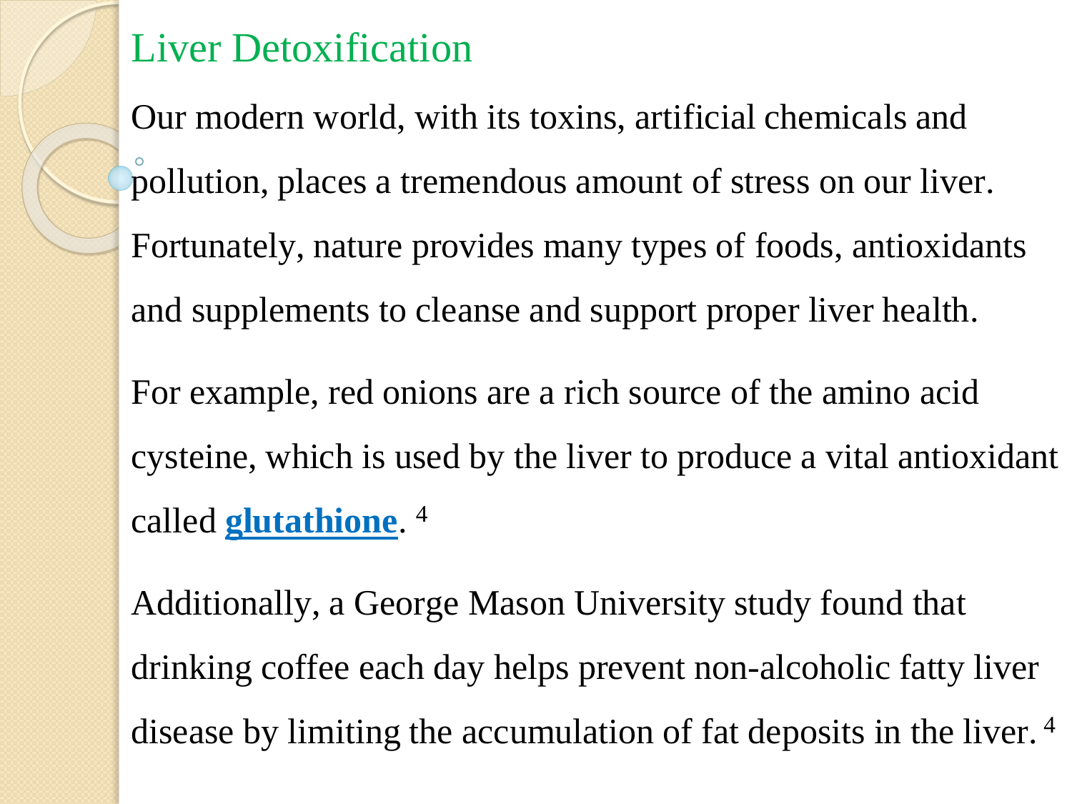# Liver Detoxification

Our modern world, with its toxins, artificial chemicals and pollution, places a tremendous amount of stress on our liver. Fortunately, nature provides many types of foods, antioxidants and supplements to cleanse and support proper liver health.

For example, red onions are a rich source of the amino acid cysteine, which is used by the liver to produce a vital antioxidant called **glutathione**. [4]

Additionally, a George Mason University study found that drinking coffee each day helps prevent non-alcoholic fatty liver disease by limiting the accumulation of fat deposits in the liver. [4]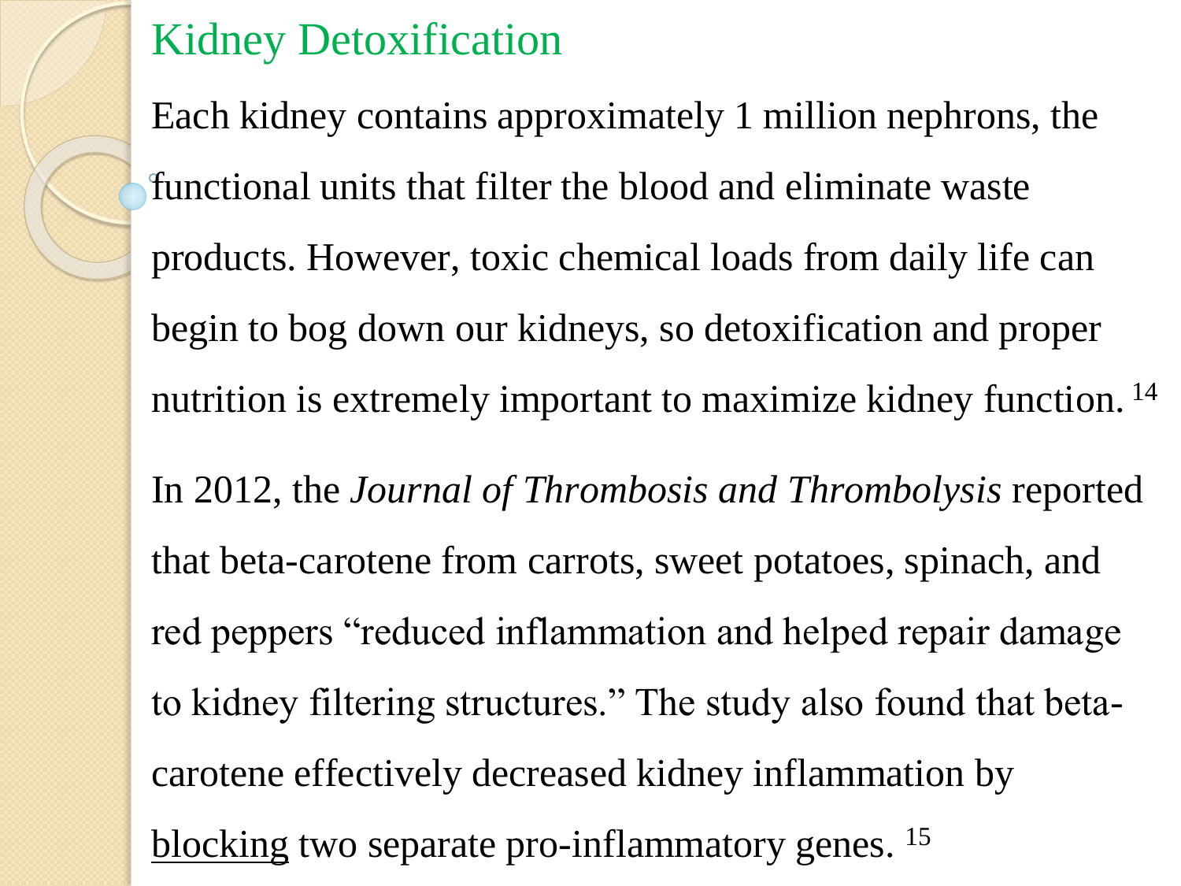## Kidney Detoxification

Each kidney contains approximately 1 million nephrons, the functional units that filter the blood and eliminate waste products. However, toxic chemical loads from daily life can begin to bog down our kidneys, so detoxification and proper nutrition is extremely important to maximize kidney function. [14]

In 2012, the *Journal of Thrombosis and Thrombolysis* reported that beta-carotene from carrots, sweet potatoes, spinach, and red peppers "reduced inflammation and helped repair damage to kidney filtering structures." The study also found that beta-carotene effectively decreased kidney inflammation by blocking two separate pro-inflammatory genes. [15]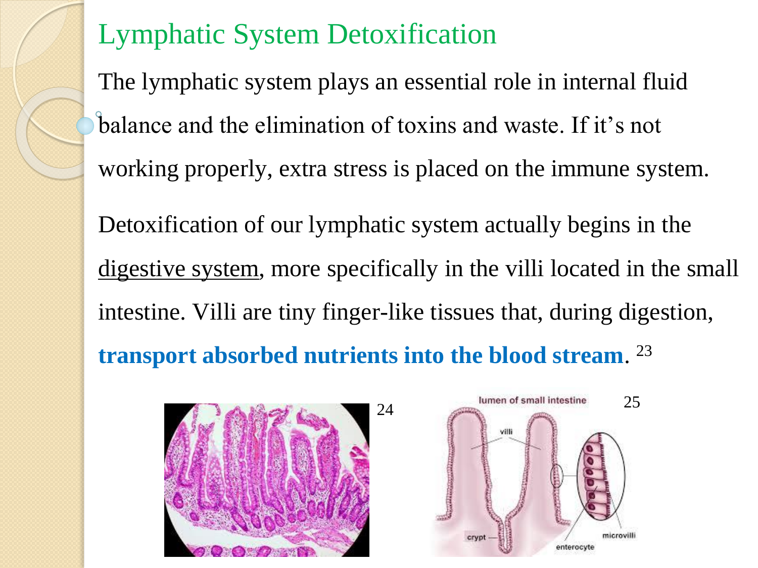# Lymphatic System Detoxification

The lymphatic system plays an essential role in internal fluid balance and the elimination of toxins and waste. If it's not working properly, extra stress is placed on the immune system.

Detoxification of our lymphatic system actually begins in the digestive system, more specifically in the villi located in the small intestine. Villi are tiny finger-like tissues that, during digestion, **transport absorbed nutrients into the blood stream**. [23]

[24]

[25]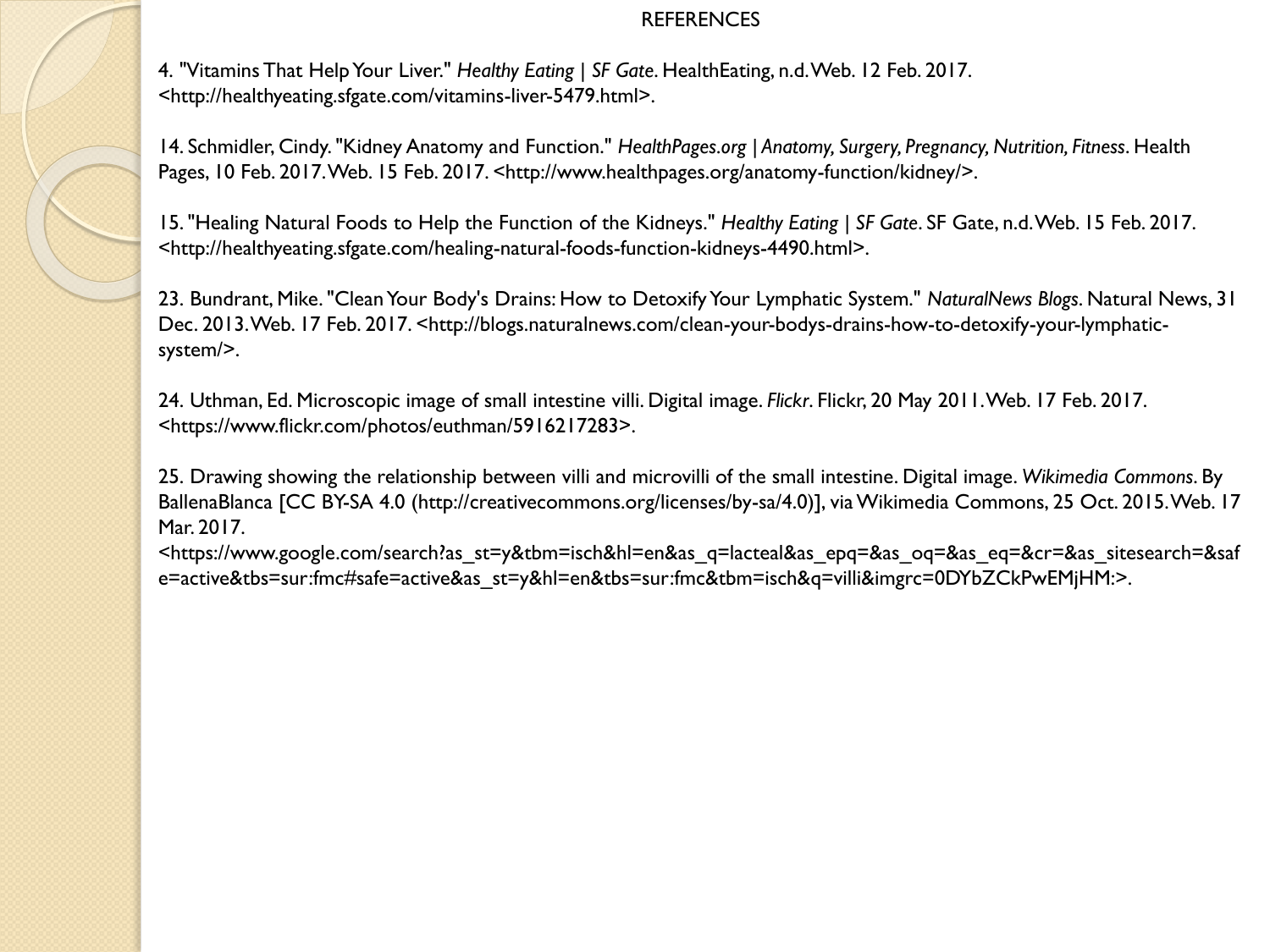REFERENCES

4. "Vitamins That Help Your Liver." *Healthy Eating | SF Gate*. HealthEating, n.d. Web. 12 Feb. 2017. <http://healthyeating.sfgate.com/vitamins-liver-5479.html>.

14. Schmidler, Cindy. "Kidney Anatomy and Function." *HealthPages.org | Anatomy, Surgery, Pregnancy, Nutrition, Fitness*. Health Pages, 10 Feb. 2017. Web. 15 Feb. 2017. <http://www.healthpages.org/anatomy-function/kidney/>.

15. "Healing Natural Foods to Help the Function of the Kidneys." *Healthy Eating | SF Gate*. SF Gate, n.d. Web. 15 Feb. 2017. <http://healthyeating.sfgate.com/healing-natural-foods-function-kidneys-4490.html>.

23. Bundrant, Mike. "Clean Your Body's Drains: How to Detoxify Your Lymphatic System." *NaturalNews Blogs*. Natural News, 31 Dec. 2013. Web. 17 Feb. 2017. <http://blogs.naturalnews.com/clean-your-bodys-drains-how-to-detoxify-your-lymphatic-system/>.

24. Uthman, Ed. Microscopic image of small intestine villi. Digital image. *Flickr*. Flickr, 20 May 2011. Web. 17 Feb. 2017. <https://www.flickr.com/photos/euthman/5916217283>.

25. Drawing showing the relationship between villi and microvilli of the small intestine. Digital image. *Wikimedia Commons*. By BallenaBlanca [CC BY-SA 4.0 (http://creativecommons.org/licenses/by-sa/4.0)], via Wikimedia Commons, 25 Oct. 2015. Web. 17 Mar. 2017. <https://www.google.com/search?as_st=y&tbm=isch&hl=en&as_q=lacteal&as_epq=&as_oq=&as_eq=&cr=&as_sitesearch=&safe=active&tbs=sur:fmc#safe=active&as_st=y&hl=en&tbs=sur:fmc&tbm=isch&q=villi&imgrc=0DYbZCkPwEMjHM:>.